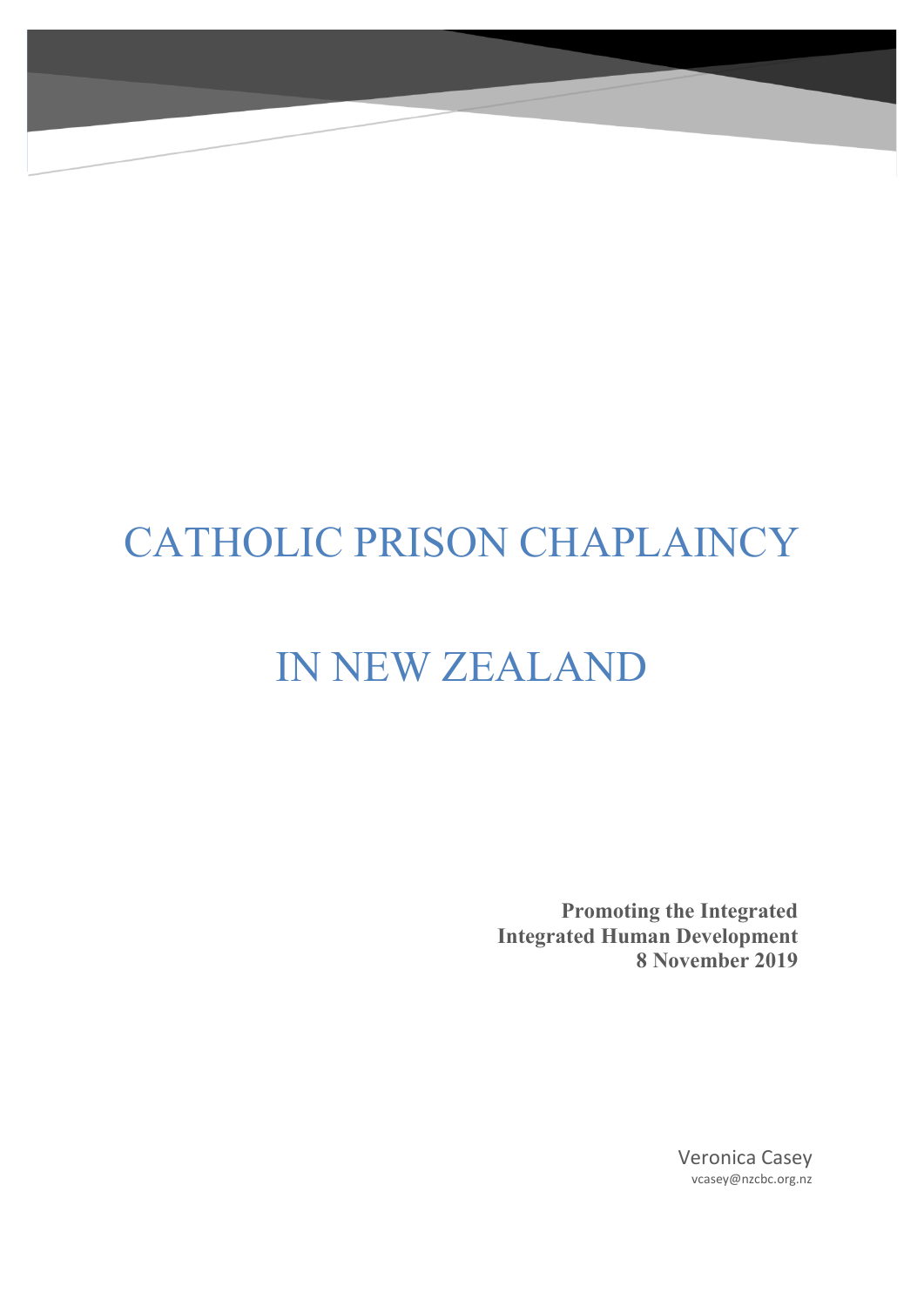# CATHOLIC PRISON CHAPLAINCY

# IN NEW ZEALAND

**Promoting the Integrated**
**Integrated Human Development**
**8 November 2019**

Veronica Casey
vcasey@nzcbc.org.nz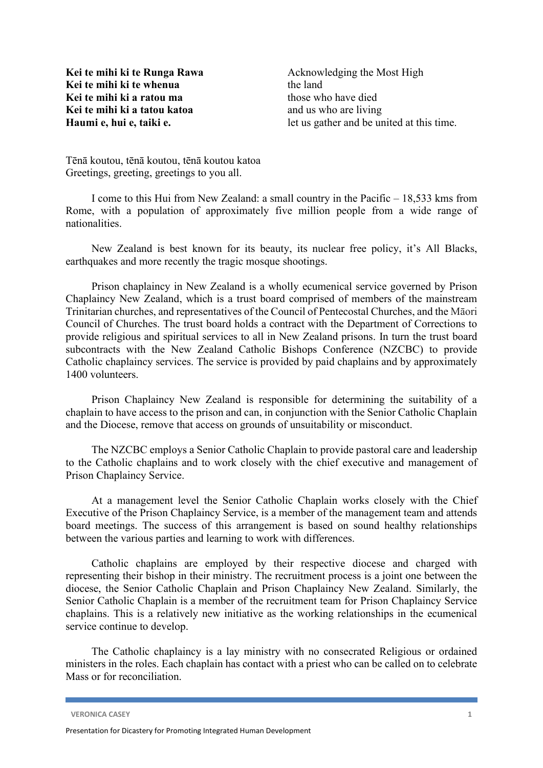| | |
|---|---|
| **Kei te mihi ki te Runga Rawa** | Acknowledging the Most High |
| **Kei te mihi ki te whenua** | the land |
| **Kei te mihi ki a ratou ma** | those who have died |
| **Kei te mihi ki a tatou katoa** | and us who are living |
| **Haumi e, hui e, taiki e.** | let us gather and be united at this time. |

Tēnā koutou, tēnā koutou, tēnā koutou katoa
Greetings, greeting, greetings to you all.

I come to this Hui from New Zealand: a small country in the Pacific – 18,533 kms from Rome, with a population of approximately five million people from a wide range of nationalities.

New Zealand is best known for its beauty, its nuclear free policy, it's All Blacks, earthquakes and more recently the tragic mosque shootings.

Prison chaplaincy in New Zealand is a wholly ecumenical service governed by Prison Chaplaincy New Zealand, which is a trust board comprised of members of the mainstream Trinitarian churches, and representatives of the Council of Pentecostal Churches, and the Māori Council of Churches. The trust board holds a contract with the Department of Corrections to provide religious and spiritual services to all in New Zealand prisons. In turn the trust board subcontracts with the New Zealand Catholic Bishops Conference (NZCBC) to provide Catholic chaplaincy services. The service is provided by paid chaplains and by approximately 1400 volunteers.

Prison Chaplaincy New Zealand is responsible for determining the suitability of a chaplain to have access to the prison and can, in conjunction with the Senior Catholic Chaplain and the Diocese, remove that access on grounds of unsuitability or misconduct.

The NZCBC employs a Senior Catholic Chaplain to provide pastoral care and leadership to the Catholic chaplains and to work closely with the chief executive and management of Prison Chaplaincy Service.

At a management level the Senior Catholic Chaplain works closely with the Chief Executive of the Prison Chaplaincy Service, is a member of the management team and attends board meetings. The success of this arrangement is based on sound healthy relationships between the various parties and learning to work with differences.

Catholic chaplains are employed by their respective diocese and charged with representing their bishop in their ministry. The recruitment process is a joint one between the diocese, the Senior Catholic Chaplain and Prison Chaplaincy New Zealand. Similarly, the Senior Catholic Chaplain is a member of the recruitment team for Prison Chaplaincy Service chaplains. This is a relatively new initiative as the working relationships in the ecumenical service continue to develop.

The Catholic chaplaincy is a lay ministry with no consecrated Religious or ordained ministers in the roles. Each chaplain has contact with a priest who can be called on to celebrate Mass or for reconciliation.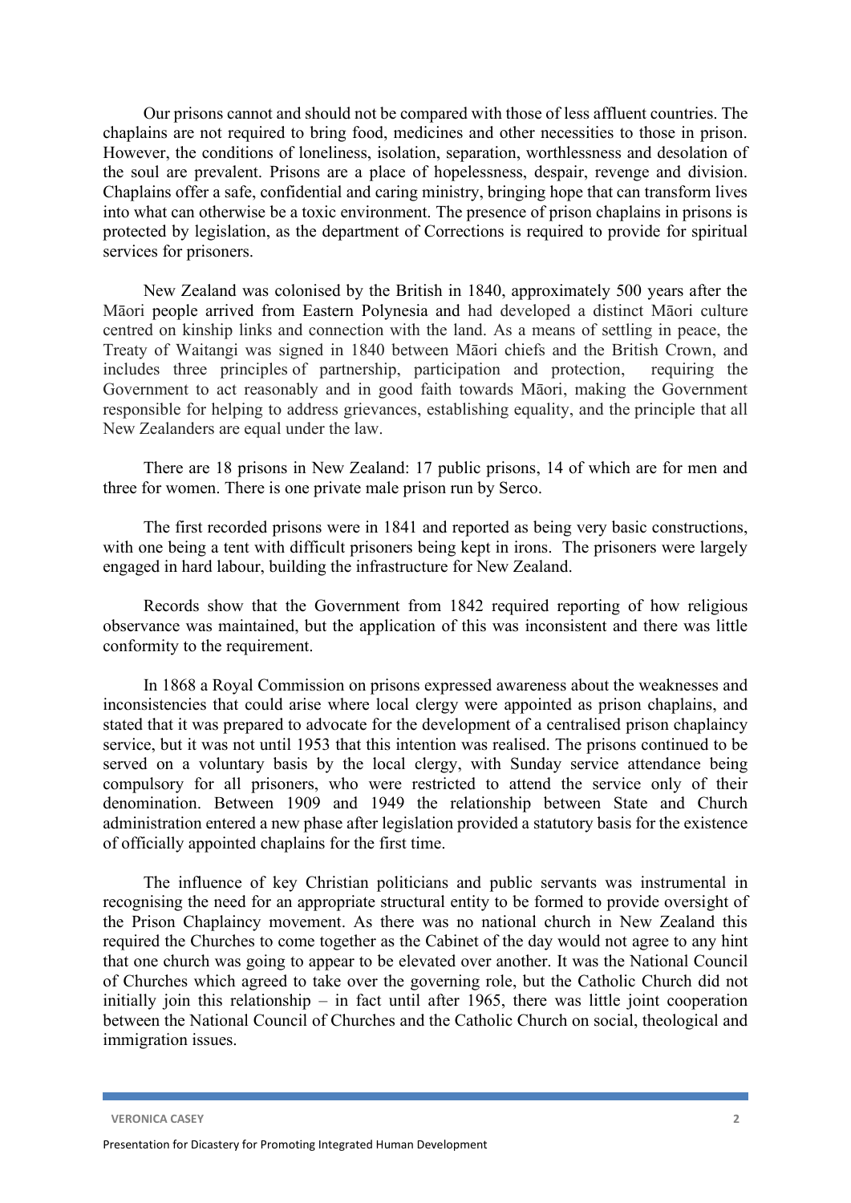Our prisons cannot and should not be compared with those of less affluent countries. The chaplains are not required to bring food, medicines and other necessities to those in prison. However, the conditions of loneliness, isolation, separation, worthlessness and desolation of the soul are prevalent. Prisons are a place of hopelessness, despair, revenge and division. Chaplains offer a safe, confidential and caring ministry, bringing hope that can transform lives into what can otherwise be a toxic environment. The presence of prison chaplains in prisons is protected by legislation, as the department of Corrections is required to provide for spiritual services for prisoners.

New Zealand was colonised by the British in 1840, approximately 500 years after the Māori people arrived from Eastern Polynesia and had developed a distinct Māori culture centred on kinship links and connection with the land. As a means of settling in peace, the Treaty of Waitangi was signed in 1840 between Māori chiefs and the British Crown, and includes three principles of partnership, participation and protection, requiring the Government to act reasonably and in good faith towards Māori, making the Government responsible for helping to address grievances, establishing equality, and the principle that all New Zealanders are equal under the law.

There are 18 prisons in New Zealand: 17 public prisons, 14 of which are for men and three for women. There is one private male prison run by Serco.

The first recorded prisons were in 1841 and reported as being very basic constructions, with one being a tent with difficult prisoners being kept in irons. The prisoners were largely engaged in hard labour, building the infrastructure for New Zealand.

Records show that the Government from 1842 required reporting of how religious observance was maintained, but the application of this was inconsistent and there was little conformity to the requirement.

In 1868 a Royal Commission on prisons expressed awareness about the weaknesses and inconsistencies that could arise where local clergy were appointed as prison chaplains, and stated that it was prepared to advocate for the development of a centralised prison chaplaincy service, but it was not until 1953 that this intention was realised. The prisons continued to be served on a voluntary basis by the local clergy, with Sunday service attendance being compulsory for all prisoners, who were restricted to attend the service only of their denomination. Between 1909 and 1949 the relationship between State and Church administration entered a new phase after legislation provided a statutory basis for the existence of officially appointed chaplains for the first time.

The influence of key Christian politicians and public servants was instrumental in recognising the need for an appropriate structural entity to be formed to provide oversight of the Prison Chaplaincy movement. As there was no national church in New Zealand this required the Churches to come together as the Cabinet of the day would not agree to any hint that one church was going to appear to be elevated over another. It was the National Council of Churches which agreed to take over the governing role, but the Catholic Church did not initially join this relationship – in fact until after 1965, there was little joint cooperation between the National Council of Churches and the Catholic Church on social, theological and immigration issues.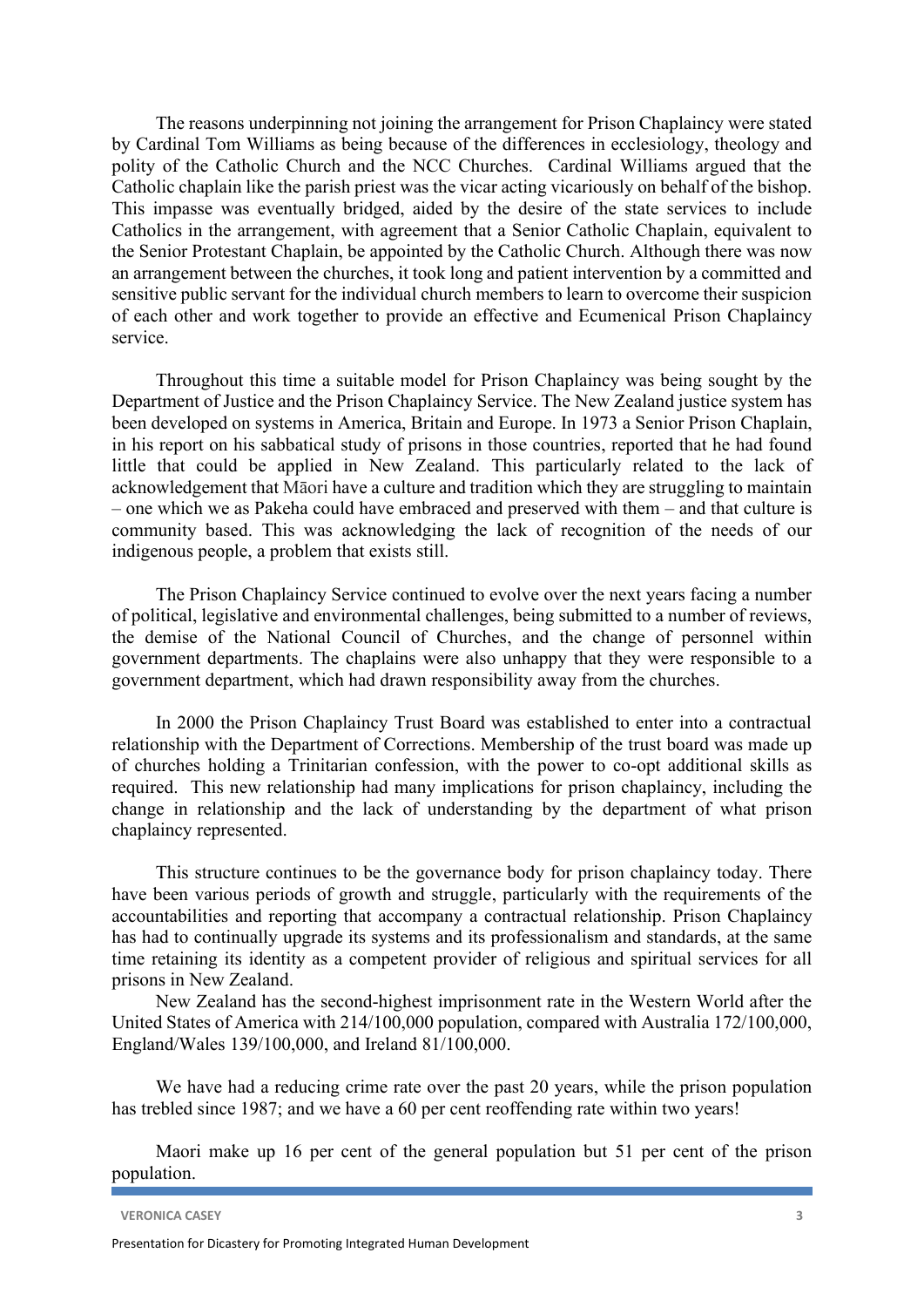The reasons underpinning not joining the arrangement for Prison Chaplaincy were stated by Cardinal Tom Williams as being because of the differences in ecclesiology, theology and polity of the Catholic Church and the NCC Churches. Cardinal Williams argued that the Catholic chaplain like the parish priest was the vicar acting vicariously on behalf of the bishop. This impasse was eventually bridged, aided by the desire of the state services to include Catholics in the arrangement, with agreement that a Senior Catholic Chaplain, equivalent to the Senior Protestant Chaplain, be appointed by the Catholic Church. Although there was now an arrangement between the churches, it took long and patient intervention by a committed and sensitive public servant for the individual church members to learn to overcome their suspicion of each other and work together to provide an effective and Ecumenical Prison Chaplaincy service.

Throughout this time a suitable model for Prison Chaplaincy was being sought by the Department of Justice and the Prison Chaplaincy Service. The New Zealand justice system has been developed on systems in America, Britain and Europe. In 1973 a Senior Prison Chaplain, in his report on his sabbatical study of prisons in those countries, reported that he had found little that could be applied in New Zealand. This particularly related to the lack of acknowledgement that Māori have a culture and tradition which they are struggling to maintain – one which we as Pakeha could have embraced and preserved with them – and that culture is community based. This was acknowledging the lack of recognition of the needs of our indigenous people, a problem that exists still.

The Prison Chaplaincy Service continued to evolve over the next years facing a number of political, legislative and environmental challenges, being submitted to a number of reviews, the demise of the National Council of Churches, and the change of personnel within government departments. The chaplains were also unhappy that they were responsible to a government department, which had drawn responsibility away from the churches.

In 2000 the Prison Chaplaincy Trust Board was established to enter into a contractual relationship with the Department of Corrections. Membership of the trust board was made up of churches holding a Trinitarian confession, with the power to co-opt additional skills as required. This new relationship had many implications for prison chaplaincy, including the change in relationship and the lack of understanding by the department of what prison chaplaincy represented.

This structure continues to be the governance body for prison chaplaincy today. There have been various periods of growth and struggle, particularly with the requirements of the accountabilities and reporting that accompany a contractual relationship. Prison Chaplaincy has had to continually upgrade its systems and its professionalism and standards, at the same time retaining its identity as a competent provider of religious and spiritual services for all prisons in New Zealand.

New Zealand has the second-highest imprisonment rate in the Western World after the United States of America with 214/100,000 population, compared with Australia 172/100,000, England/Wales 139/100,000, and Ireland 81/100,000.

We have had a reducing crime rate over the past 20 years, while the prison population has trebled since 1987; and we have a 60 per cent reoffending rate within two years!

Maori make up 16 per cent of the general population but 51 per cent of the prison population.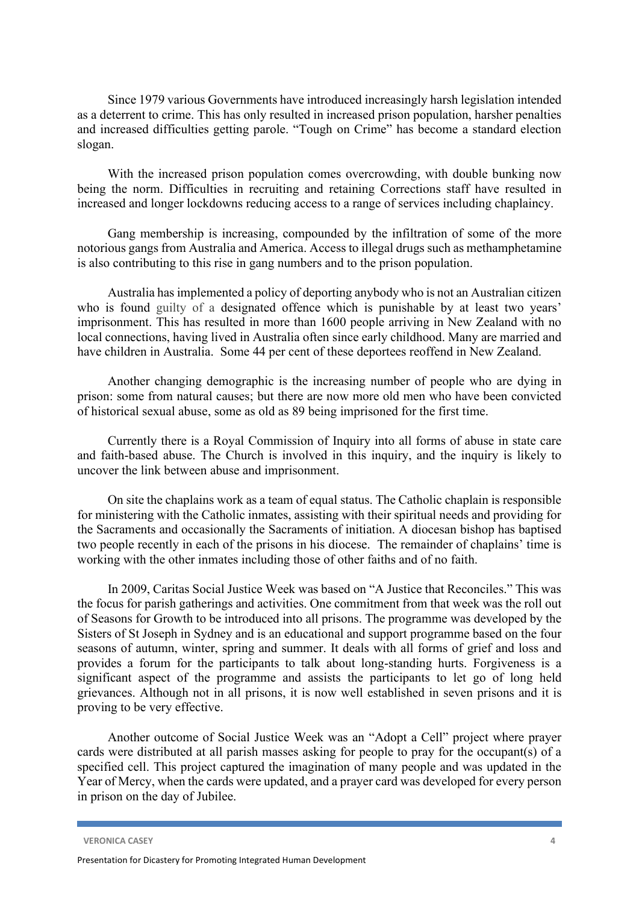Since 1979 various Governments have introduced increasingly harsh legislation intended as a deterrent to crime. This has only resulted in increased prison population, harsher penalties and increased difficulties getting parole. "Tough on Crime" has become a standard election slogan.

With the increased prison population comes overcrowding, with double bunking now being the norm. Difficulties in recruiting and retaining Corrections staff have resulted in increased and longer lockdowns reducing access to a range of services including chaplaincy.

Gang membership is increasing, compounded by the infiltration of some of the more notorious gangs from Australia and America. Access to illegal drugs such as methamphetamine is also contributing to this rise in gang numbers and to the prison population.

Australia has implemented a policy of deporting anybody who is not an Australian citizen who is found guilty of a designated offence which is punishable by at least two years' imprisonment. This has resulted in more than 1600 people arriving in New Zealand with no local connections, having lived in Australia often since early childhood. Many are married and have children in Australia. Some 44 per cent of these deportees reoffend in New Zealand.

Another changing demographic is the increasing number of people who are dying in prison: some from natural causes; but there are now more old men who have been convicted of historical sexual abuse, some as old as 89 being imprisoned for the first time.

Currently there is a Royal Commission of Inquiry into all forms of abuse in state care and faith-based abuse. The Church is involved in this inquiry, and the inquiry is likely to uncover the link between abuse and imprisonment.

On site the chaplains work as a team of equal status. The Catholic chaplain is responsible for ministering with the Catholic inmates, assisting with their spiritual needs and providing for the Sacraments and occasionally the Sacraments of initiation. A diocesan bishop has baptised two people recently in each of the prisons in his diocese. The remainder of chaplains' time is working with the other inmates including those of other faiths and of no faith.

In 2009, Caritas Social Justice Week was based on "A Justice that Reconciles." This was the focus for parish gatherings and activities. One commitment from that week was the roll out of Seasons for Growth to be introduced into all prisons. The programme was developed by the Sisters of St Joseph in Sydney and is an educational and support programme based on the four seasons of autumn, winter, spring and summer. It deals with all forms of grief and loss and provides a forum for the participants to talk about long-standing hurts. Forgiveness is a significant aspect of the programme and assists the participants to let go of long held grievances. Although not in all prisons, it is now well established in seven prisons and it is proving to be very effective.

Another outcome of Social Justice Week was an "Adopt a Cell" project where prayer cards were distributed at all parish masses asking for people to pray for the occupant(s) of a specified cell. This project captured the imagination of many people and was updated in the Year of Mercy, when the cards were updated, and a prayer card was developed for every person in prison on the day of Jubilee.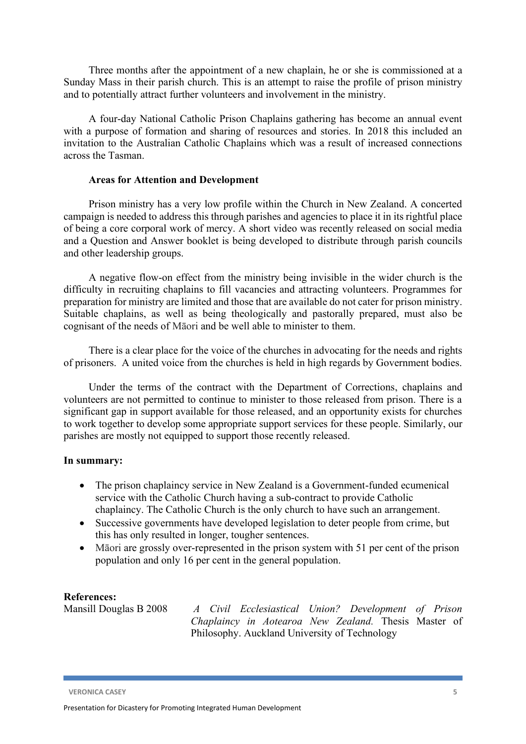Three months after the appointment of a new chaplain, he or she is commissioned at a Sunday Mass in their parish church. This is an attempt to raise the profile of prison ministry and to potentially attract further volunteers and involvement in the ministry.

A four-day National Catholic Prison Chaplains gathering has become an annual event with a purpose of formation and sharing of resources and stories. In 2018 this included an invitation to the Australian Catholic Chaplains which was a result of increased connections across the Tasman.

### Areas for Attention and Development

Prison ministry has a very low profile within the Church in New Zealand. A concerted campaign is needed to address this through parishes and agencies to place it in its rightful place of being a core corporal work of mercy. A short video was recently released on social media and a Question and Answer booklet is being developed to distribute through parish councils and other leadership groups.

A negative flow-on effect from the ministry being invisible in the wider church is the difficulty in recruiting chaplains to fill vacancies and attracting volunteers. Programmes for preparation for ministry are limited and those that are available do not cater for prison ministry. Suitable chaplains, as well as being theologically and pastorally prepared, must also be cognisant of the needs of Māori and be well able to minister to them.

There is a clear place for the voice of the churches in advocating for the needs and rights of prisoners. A united voice from the churches is held in high regards by Government bodies.

Under the terms of the contract with the Department of Corrections, chaplains and volunteers are not permitted to continue to minister to those released from prison. There is a significant gap in support available for those released, and an opportunity exists for churches to work together to develop some appropriate support services for these people. Similarly, our parishes are mostly not equipped to support those recently released.

**In summary:**

- The prison chaplaincy service in New Zealand is a Government-funded ecumenical service with the Catholic Church having a sub-contract to provide Catholic chaplaincy. The Catholic Church is the only church to have such an arrangement.
- Successive governments have developed legislation to deter people from crime, but this has only resulted in longer, tougher sentences.
- Māori are grossly over-represented in the prison system with 51 per cent of the prison population and only 16 per cent in the general population.

**References:**

Mansill Douglas B 2008 *A Civil Ecclesiastical Union? Development of Prison Chaplaincy in Aotearoa New Zealand.* Thesis Master of Philosophy. Auckland University of Technology